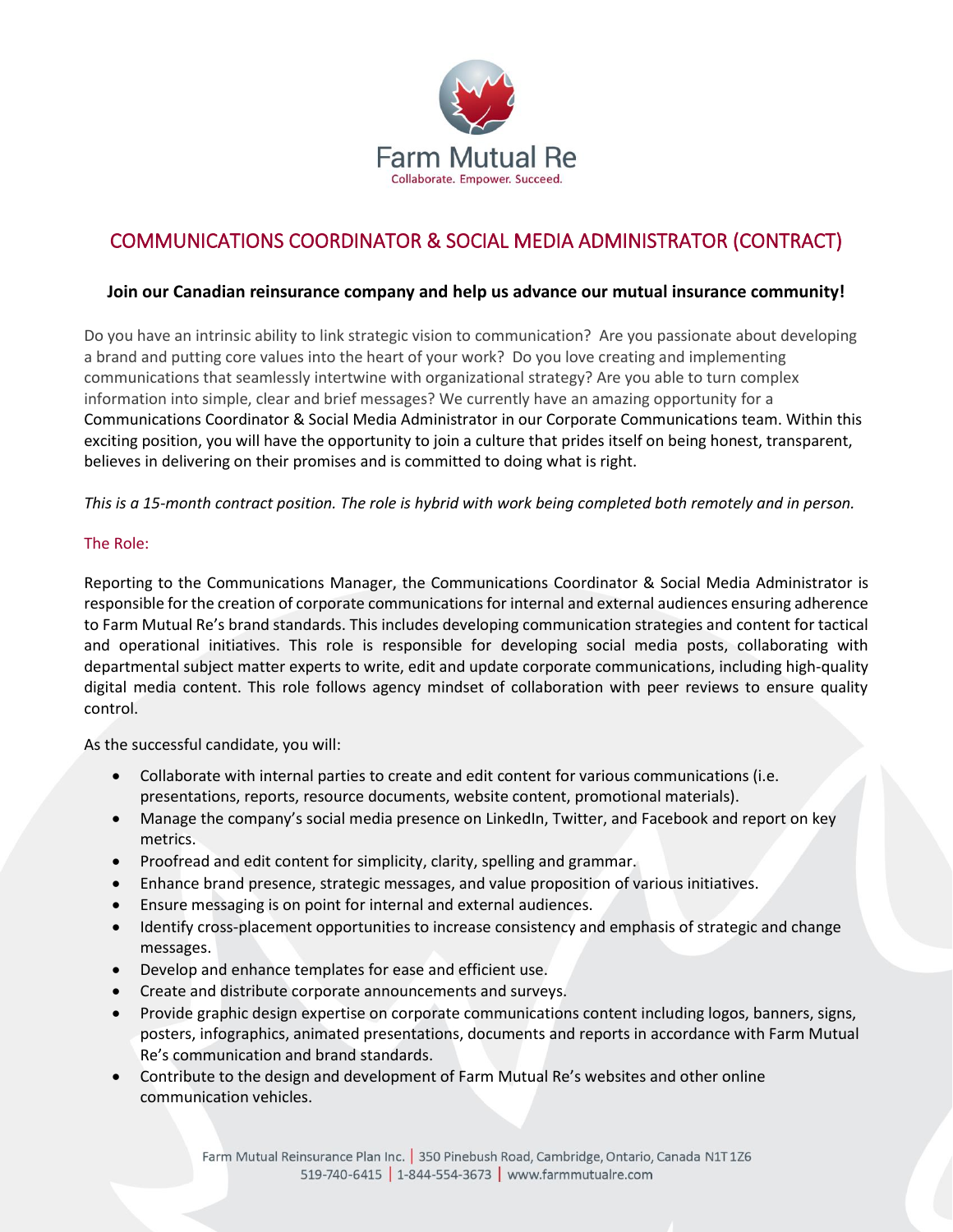Farm Mutual Re

Collaborate. Empower. Succeed.

# COMMUNICATIONS COORDINATOR & SOCIAL MEDIA ADMINISTRATOR (CONTRACT)

**Join our Canadian reinsurance company and help us advance our mutual insurance community!**

Do you have an intrinsic ability to link strategic vision to communication? Are you passionate about developing a brand and putting core values into the heart of your work? Do you love creating and implementing communications that seamlessly intertwine with organizational strategy? Are you able to turn complex information into simple, clear and brief messages? We currently have an amazing opportunity for a Communications Coordinator & Social Media Administrator in our Corporate Communications team. Within this exciting position, you will have the opportunity to join a culture that prides itself on being honest, transparent, believes in delivering on their promises and is committed to doing what is right.

*This is a 15-month contract position. The role is hybrid with work being completed both remotely and in person.*

## The Role:

Reporting to the Communications Manager, the Communications Coordinator & Social Media Administrator is responsible for the creation of corporate communications for internal and external audiences ensuring adherence to Farm Mutual Re's brand standards. This includes developing communication strategies and content for tactical and operational initiatives. This role is responsible for developing social media posts, collaborating with departmental subject matter experts to write, edit and update corporate communications, including high-quality digital media content. This role follows agency mindset of collaboration with peer reviews to ensure quality control.

As the successful candidate, you will:

- Collaborate with internal parties to create and edit content for various communications (i.e. presentations, reports, resource documents, website content, promotional materials).
- Manage the company's social media presence on LinkedIn, Twitter, and Facebook and report on key metrics.
- Proofread and edit content for simplicity, clarity, spelling and grammar.
- Enhance brand presence, strategic messages, and value proposition of various initiatives.
- Ensure messaging is on point for internal and external audiences.
- Identify cross-placement opportunities to increase consistency and emphasis of strategic and change messages.
- Develop and enhance templates for ease and efficient use.
- Create and distribute corporate announcements and surveys.
- Provide graphic design expertise on corporate communications content including logos, banners, signs, posters, infographics, animated presentations, documents and reports in accordance with Farm Mutual Re's communication and brand standards.
- Contribute to the design and development of Farm Mutual Re's websites and other online communication vehicles.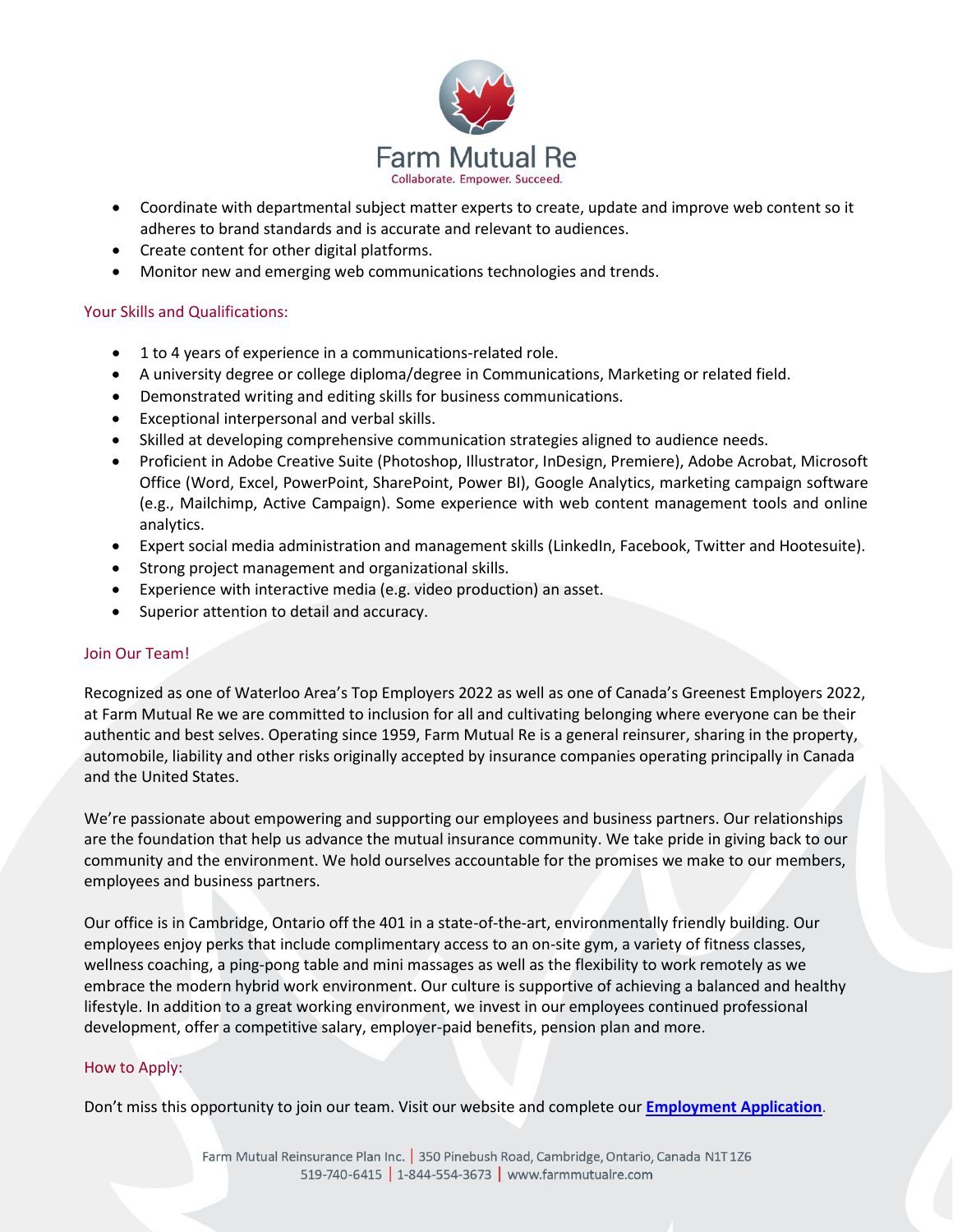- Coordinate with departmental subject matter experts to create, update and improve web content so it adheres to brand standards and is accurate and relevant to audiences.
- Create content for other digital platforms.
- Monitor new and emerging web communications technologies and trends.

## Your Skills and Qualifications:

- 1 to 4 years of experience in a communications-related role.
- A university degree or college diploma/degree in Communications, Marketing or related field.
- Demonstrated writing and editing skills for business communications.
- Exceptional interpersonal and verbal skills.
- Skilled at developing comprehensive communication strategies aligned to audience needs.
- Proficient in Adobe Creative Suite (Photoshop, Illustrator, InDesign, Premiere), Adobe Acrobat, Microsoft Office (Word, Excel, PowerPoint, SharePoint, Power BI), Google Analytics, marketing campaign software (e.g., Mailchimp, Active Campaign). Some experience with web content management tools and online analytics.
- Expert social media administration and management skills (LinkedIn, Facebook, Twitter and Hootesuite).
- Strong project management and organizational skills.
- Experience with interactive media (e.g. video production) an asset.
- Superior attention to detail and accuracy.

## Join Our Team!

Recognized as one of Waterloo Area's Top Employers 2022 as well as one of Canada's Greenest Employers 2022, at Farm Mutual Re we are committed to inclusion for all and cultivating belonging where everyone can be their authentic and best selves. Operating since 1959, Farm Mutual Re is a general reinsurer, sharing in the property, automobile, liability and other risks originally accepted by insurance companies operating principally in Canada and the United States.

We're passionate about empowering and supporting our employees and business partners. Our relationships are the foundation that help us advance the mutual insurance community. We take pride in giving back to our community and the environment. We hold ourselves accountable for the promises we make to our members, employees and business partners.

Our office is in Cambridge, Ontario off the 401 in a state-of-the-art, environmentally friendly building. Our employees enjoy perks that include complimentary access to an on-site gym, a variety of fitness classes, wellness coaching, a ping-pong table and mini massages as well as the flexibility to work remotely as we embrace the modern hybrid work environment. Our culture is supportive of achieving a balanced and healthy lifestyle. In addition to a great working environment, we invest in our employees continued professional development, offer a competitive salary, employer-paid benefits, pension plan and more.

## How to Apply:

Don't miss this opportunity to join our team. Visit our website and complete our **Employment Application**.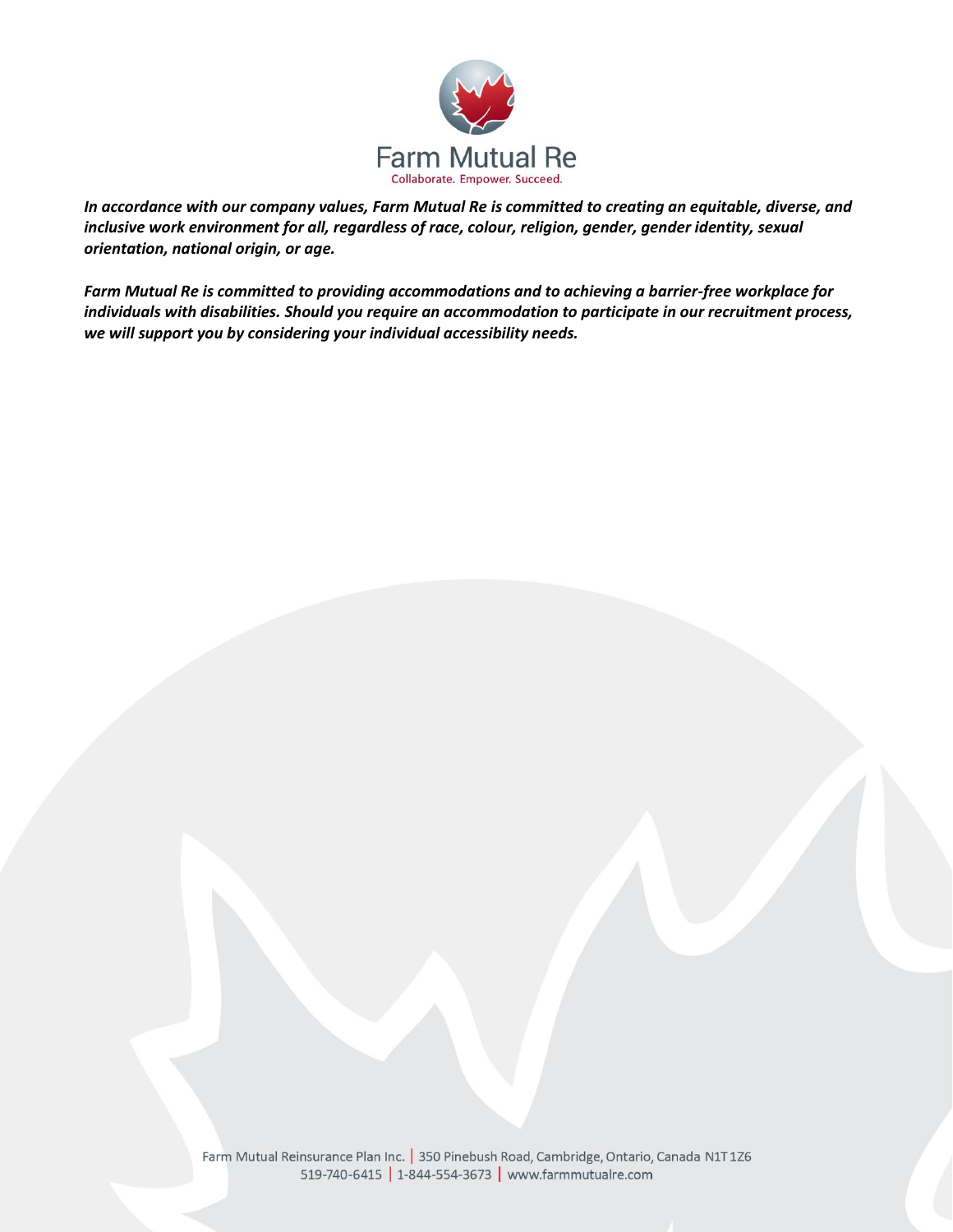***In accordance with our company values, Farm Mutual Re is committed to creating an equitable, diverse, and inclusive work environment for all, regardless of race, colour, religion, gender, gender identity, sexual orientation, national origin, or age.***

***Farm Mutual Re is committed to providing accommodations and to achieving a barrier-free workplace for individuals with disabilities. Should you require an accommodation to participate in our recruitment process, we will support you by considering your individual accessibility needs.***